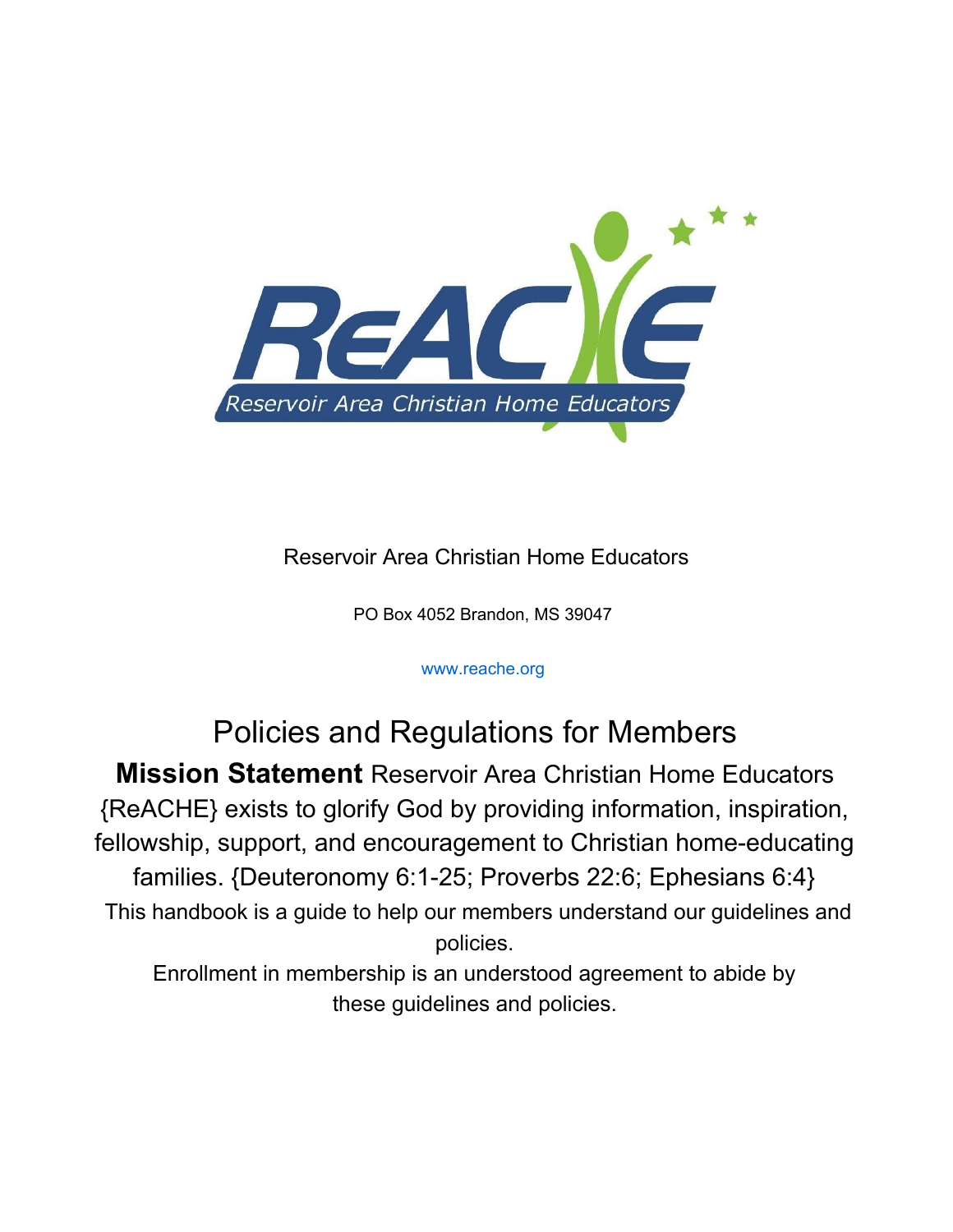Reservoir Area Christian Home Educators

PO Box 4052 Brandon, MS 39047

www.reache.org

# Policies and Regulations for Members

**Mission Statement** Reservoir Area Christian Home Educators {ReACHE} exists to glorify God by providing information, inspiration, fellowship, support, and encouragement to Christian home-educating families. {Deuteronomy 6:1-25; Proverbs 22:6; Ephesians 6:4}

This handbook is a guide to help our members understand our guidelines and policies.

Enrollment in membership is an understood agreement to abide by these guidelines and policies.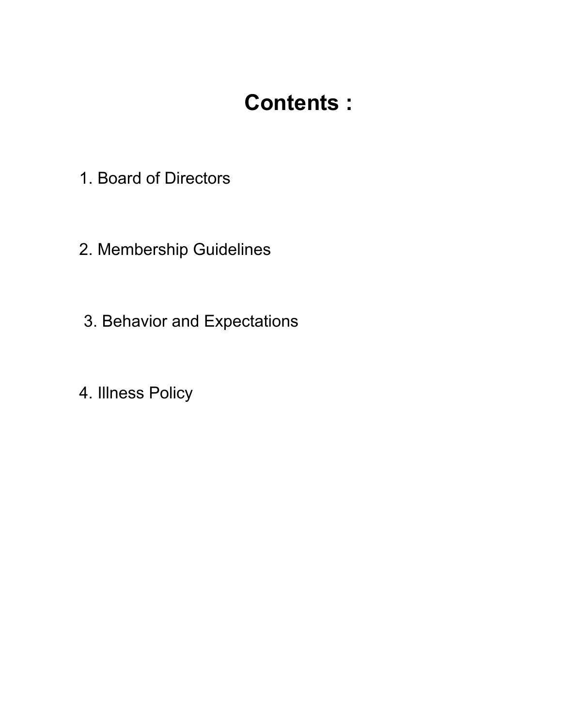# Contents :

1. Board of Directors
2. Membership Guidelines
3. Behavior and Expectations
4. Illness Policy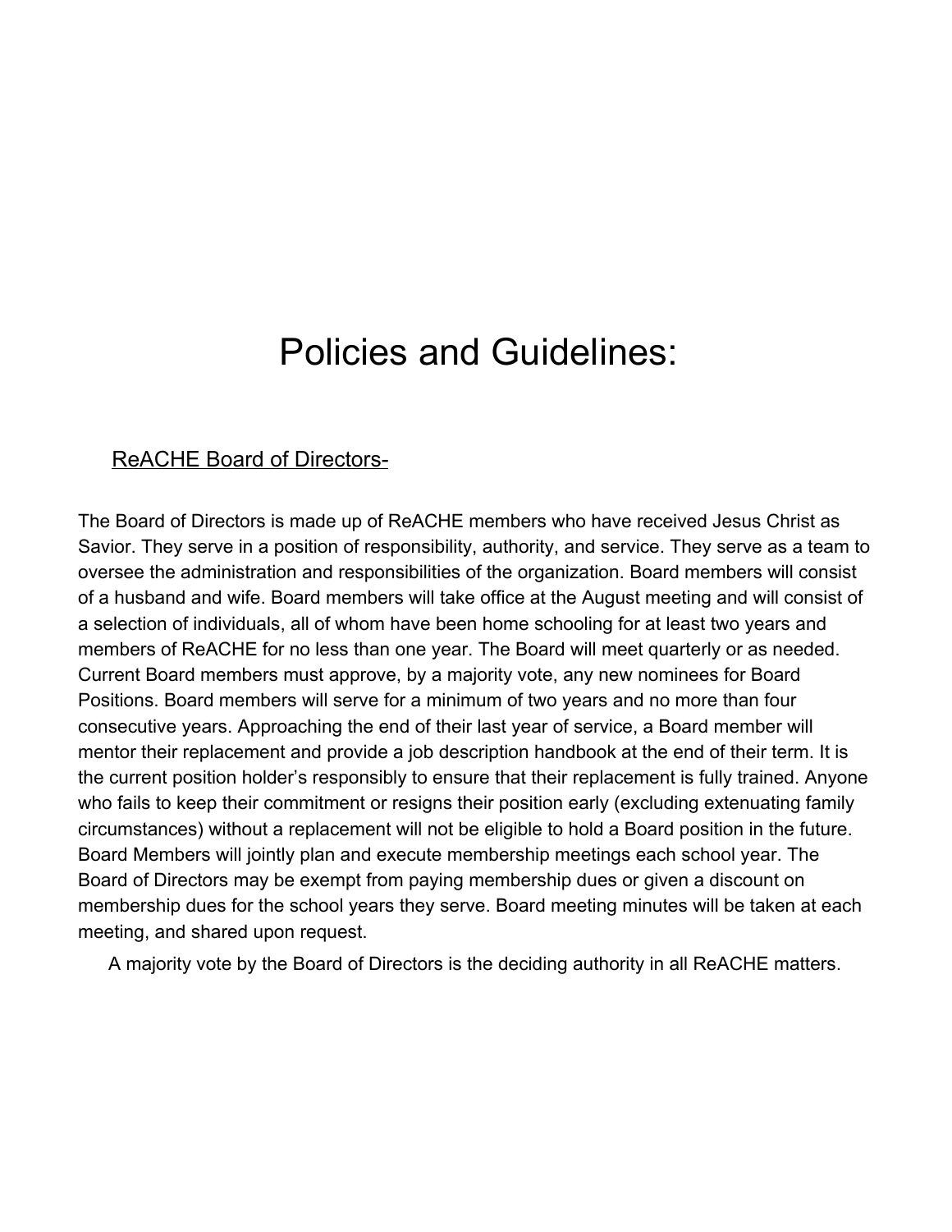# Policies and Guidelines:

## ReACHE Board of Directors-

The Board of Directors is made up of ReACHE members who have received Jesus Christ as Savior. They serve in a position of responsibility, authority, and service. They serve as a team to oversee the administration and responsibilities of the organization. Board members will consist of a husband and wife. Board members will take office at the August meeting and will consist of a selection of individuals, all of whom have been home schooling for at least two years and members of ReACHE for no less than one year. The Board will meet quarterly or as needed. Current Board members must approve, by a majority vote, any new nominees for Board Positions. Board members will serve for a minimum of two years and no more than four consecutive years. Approaching the end of their last year of service, a Board member will mentor their replacement and provide a job description handbook at the end of their term. It is the current position holder's responsibly to ensure that their replacement is fully trained. Anyone who fails to keep their commitment or resigns their position early (excluding extenuating family circumstances) without a replacement will not be eligible to hold a Board position in the future. Board Members will jointly plan and execute membership meetings each school year. The Board of Directors may be exempt from paying membership dues or given a discount on membership dues for the school years they serve. Board meeting minutes will be taken at each meeting, and shared upon request.

A majority vote by the Board of Directors is the deciding authority in all ReACHE matters.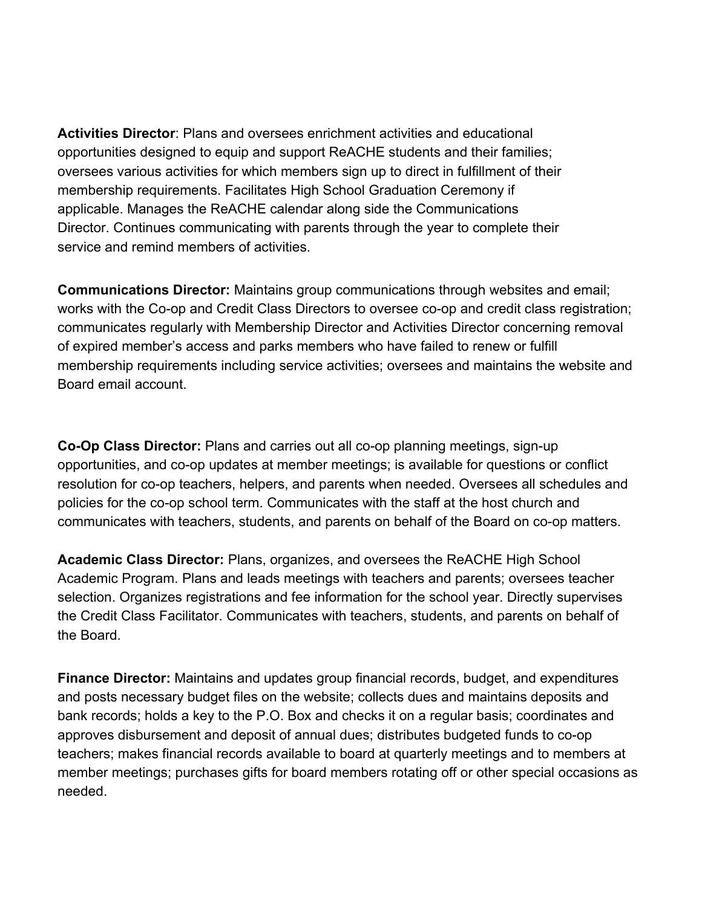**Activities Director**: Plans and oversees enrichment activities and educational opportunities designed to equip and support ReACHE students and their families; oversees various activities for which members sign up to direct in fulfillment of their membership requirements. Facilitates High School Graduation Ceremony if applicable. Manages the ReACHE calendar along side the Communications Director. Continues communicating with parents through the year to complete their service and remind members of activities.

**Communications Director:** Maintains group communications through websites and email; works with the Co-op and Credit Class Directors to oversee co-op and credit class registration; communicates regularly with Membership Director and Activities Director concerning removal of expired member's access and parks members who have failed to renew or fulfill membership requirements including service activities; oversees and maintains the website and Board email account.

**Co-Op Class Director:** Plans and carries out all co-op planning meetings, sign-up opportunities, and co-op updates at member meetings; is available for questions or conflict resolution for co-op teachers, helpers, and parents when needed. Oversees all schedules and policies for the co-op school term. Communicates with the staff at the host church and communicates with teachers, students, and parents on behalf of the Board on co-op matters.

**Academic Class Director:** Plans, organizes, and oversees the ReACHE High School Academic Program. Plans and leads meetings with teachers and parents; oversees teacher selection. Organizes registrations and fee information for the school year. Directly supervises the Credit Class Facilitator. Communicates with teachers, students, and parents on behalf of the Board.

**Finance Director:** Maintains and updates group financial records, budget, and expenditures and posts necessary budget files on the website; collects dues and maintains deposits and bank records; holds a key to the P.O. Box and checks it on a regular basis; coordinates and approves disbursement and deposit of annual dues; distributes budgeted funds to co-op teachers; makes financial records available to board at quarterly meetings and to members at member meetings; purchases gifts for board members rotating off or other special occasions as needed.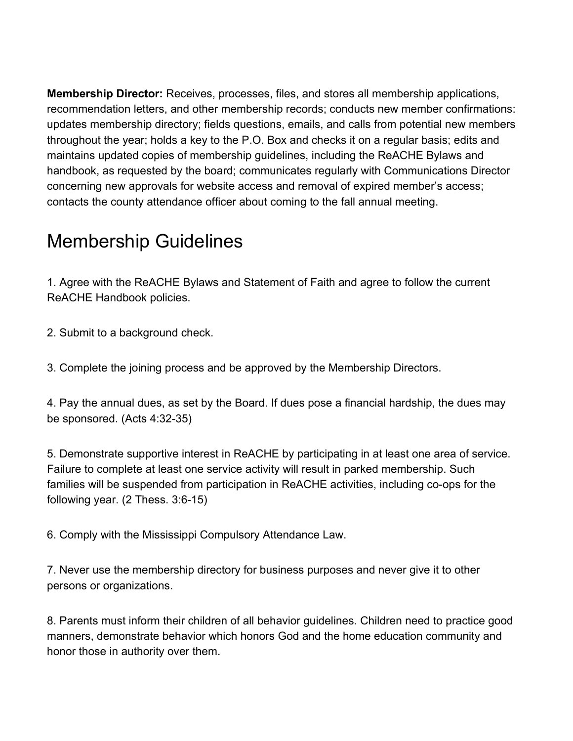**Membership Director:** Receives, processes, files, and stores all membership applications, recommendation letters, and other membership records; conducts new member confirmations: updates membership directory; fields questions, emails, and calls from potential new members throughout the year; holds a key to the P.O. Box and checks it on a regular basis; edits and maintains updated copies of membership guidelines, including the ReACHE Bylaws and handbook, as requested by the board; communicates regularly with Communications Director concerning new approvals for website access and removal of expired member's access; contacts the county attendance officer about coming to the fall annual meeting.

# Membership Guidelines

1. Agree with the ReACHE Bylaws and Statement of Faith and agree to follow the current ReACHE Handbook policies.

2. Submit to a background check.

3. Complete the joining process and be approved by the Membership Directors.

4. Pay the annual dues, as set by the Board. If dues pose a financial hardship, the dues may be sponsored. (Acts 4:32-35)

5. Demonstrate supportive interest in ReACHE by participating in at least one area of service. Failure to complete at least one service activity will result in parked membership. Such families will be suspended from participation in ReACHE activities, including co-ops for the following year. (2 Thess. 3:6-15)

6. Comply with the Mississippi Compulsory Attendance Law.

7. Never use the membership directory for business purposes and never give it to other persons or organizations.

8. Parents must inform their children of all behavior guidelines. Children need to practice good manners, demonstrate behavior which honors God and the home education community and honor those in authority over them.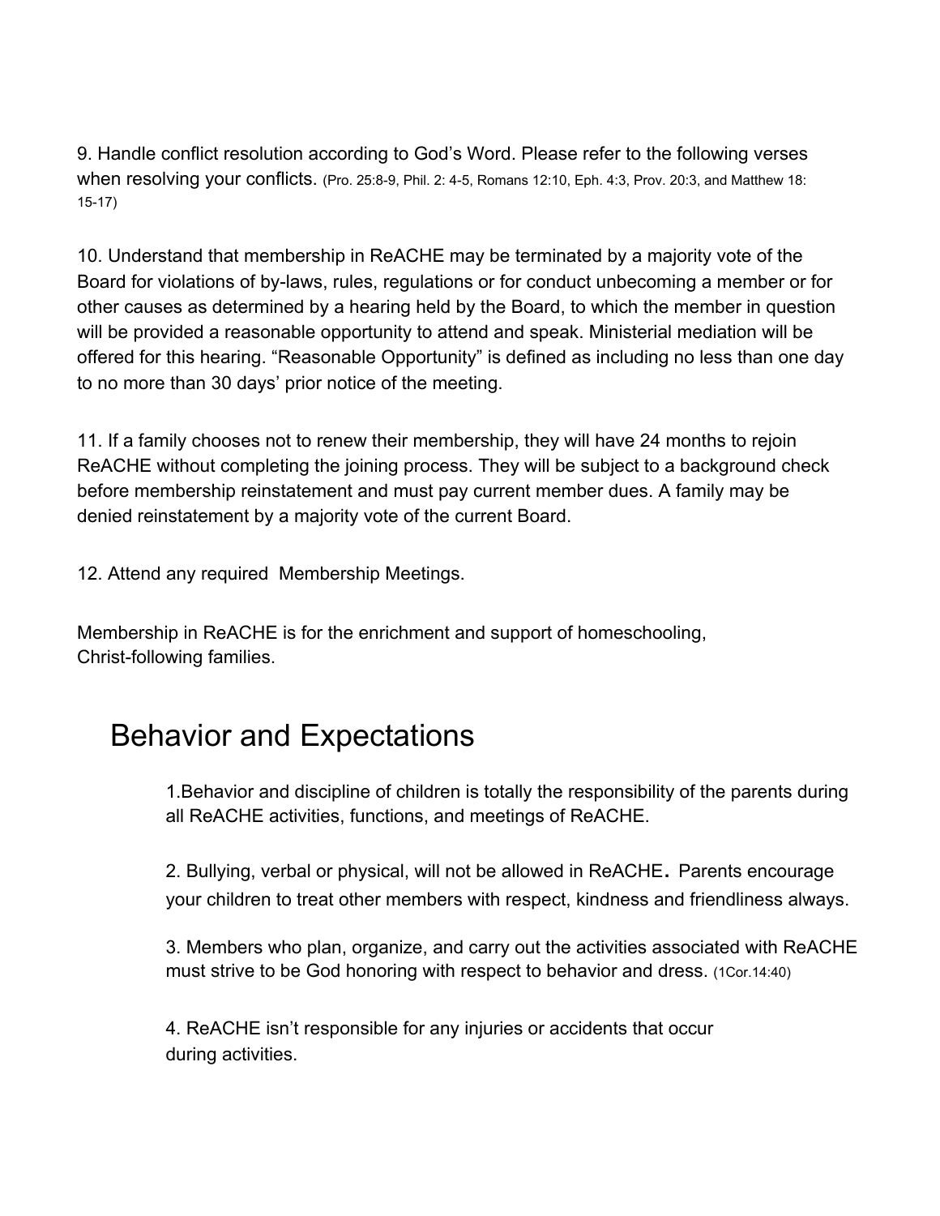9. Handle conflict resolution according to God's Word. Please refer to the following verses when resolving your conflicts. (Pro. 25:8-9, Phil. 2: 4-5, Romans 12:10, Eph. 4:3, Prov. 20:3, and Matthew 18: 15-17)

10. Understand that membership in ReACHE may be terminated by a majority vote of the Board for violations of by-laws, rules, regulations or for conduct unbecoming a member or for other causes as determined by a hearing held by the Board, to which the member in question will be provided a reasonable opportunity to attend and speak. Ministerial mediation will be offered for this hearing. "Reasonable Opportunity" is defined as including no less than one day to no more than 30 days' prior notice of the meeting.

11. If a family chooses not to renew their membership, they will have 24 months to rejoin ReACHE without completing the joining process. They will be subject to a background check before membership reinstatement and must pay current member dues. A family may be denied reinstatement by a majority vote of the current Board.

12. Attend any required Membership Meetings.

Membership in ReACHE is for the enrichment and support of homeschooling, Christ-following families.

# Behavior and Expectations

1.Behavior and discipline of children is totally the responsibility of the parents during all ReACHE activities, functions, and meetings of ReACHE.

2. Bullying, verbal or physical, will not be allowed in ReACHE. Parents encourage your children to treat other members with respect, kindness and friendliness always.

3. Members who plan, organize, and carry out the activities associated with ReACHE must strive to be God honoring with respect to behavior and dress. (1Cor.14:40)

4. ReACHE isn't responsible for any injuries or accidents that occur during activities.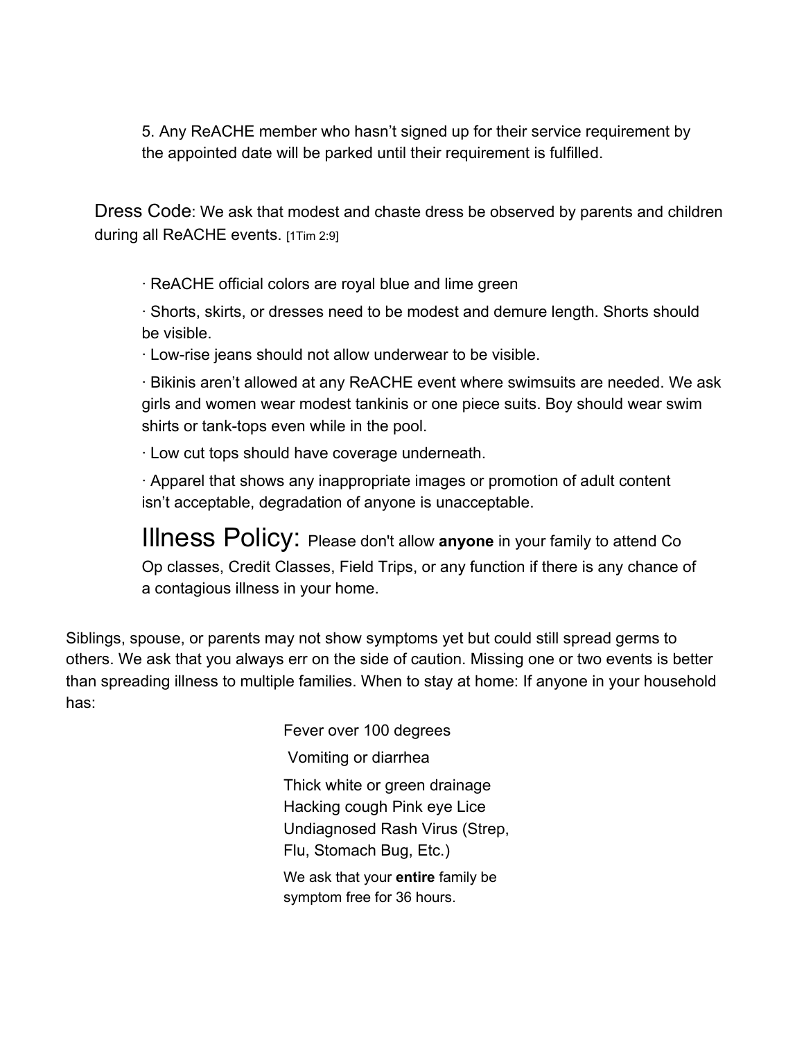5. Any ReACHE member who hasn't signed up for their service requirement by the appointed date will be parked until their requirement is fulfilled.

## Dress Code

Dress Code: We ask that modest and chaste dress be observed by parents and children during all ReACHE events. [1Tim 2:9]

· ReACHE official colors are royal blue and lime green

· Shorts, skirts, or dresses need to be modest and demure length. Shorts should be visible.

· Low-rise jeans should not allow underwear to be visible.

· Bikinis aren't allowed at any ReACHE event where swimsuits are needed. We ask girls and women wear modest tankinis or one piece suits. Boy should wear swim shirts or tank-tops even while in the pool.

· Low cut tops should have coverage underneath.

· Apparel that shows any inappropriate images or promotion of adult content isn't acceptable, degradation of anyone is unacceptable.

## Illness Policy:

Illness Policy: Please don't allow **anyone** in your family to attend Co Op classes, Credit Classes, Field Trips, or any function if there is any chance of a contagious illness in your home.

Siblings, spouse, or parents may not show symptoms yet but could still spread germs to others. We ask that you always err on the side of caution. Missing one or two events is better than spreading illness to multiple families. When to stay at home: If anyone in your household has:

Fever over 100 degrees

Vomiting or diarrhea

Thick white or green drainage
Hacking cough Pink eye Lice
Undiagnosed Rash Virus (Strep, Flu, Stomach Bug, Etc.)

We ask that your **entire** family be symptom free for 36 hours.